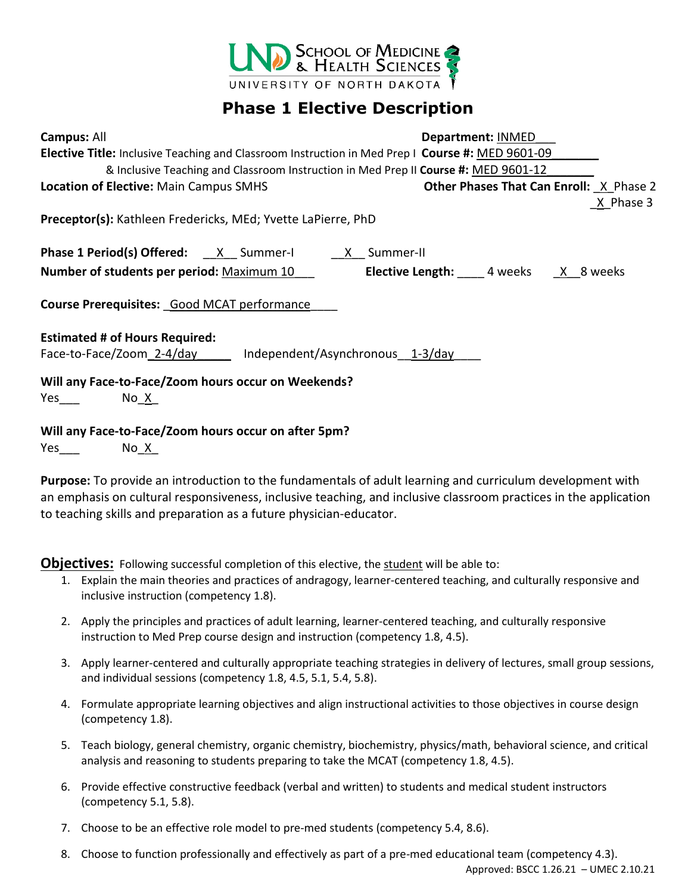UND School of Medicine & Health Sciences
UNIVERSITY OF NORTH DAKOTA

# Phase 1 Elective Description

**Campus:** All **Department:** INMED
**Elective Title:** Inclusive Teaching and Classroom Instruction in Med Prep I **Course #:** MED 9601-09
& Inclusive Teaching and Classroom Instruction in Med Prep II **Course #:** MED 9601-12
**Location of Elective:** Main Campus SMHS **Other Phases That Can Enroll:** _X_ Phase 2 _X_ Phase 3

**Preceptor(s):** Kathleen Fredericks, MEd; Yvette LaPierre, PhD

**Phase 1 Period(s) Offered:** __X__ Summer-I __X__ Summer-II
**Number of students per period:** Maximum 10 **Elective Length:** ____ 4 weeks _X_ 8 weeks

**Course Prerequisites:** Good MCAT performance

**Estimated # of Hours Required:**
Face-to-Face/Zoom 2-4/day Independent/Asynchronous 1-3/day

**Will any Face-to-Face/Zoom hours occur on Weekends?**
Yes___ No_X_

**Will any Face-to-Face/Zoom hours occur on after 5pm?**
Yes___ No_X_

**Purpose:** To provide an introduction to the fundamentals of adult learning and curriculum development with an emphasis on cultural responsiveness, inclusive teaching, and inclusive classroom practices in the application to teaching skills and preparation as a future physician-educator.

**Objectives:** Following successful completion of this elective, the student will be able to:

1. Explain the main theories and practices of andragogy, learner-centered teaching, and culturally responsive and inclusive instruction (competency 1.8).
2. Apply the principles and practices of adult learning, learner-centered teaching, and culturally responsive instruction to Med Prep course design and instruction (competency 1.8, 4.5).
3. Apply learner-centered and culturally appropriate teaching strategies in delivery of lectures, small group sessions, and individual sessions (competency 1.8, 4.5, 5.1, 5.4, 5.8).
4. Formulate appropriate learning objectives and align instructional activities to those objectives in course design (competency 1.8).
5. Teach biology, general chemistry, organic chemistry, biochemistry, physics/math, behavioral science, and critical analysis and reasoning to students preparing to take the MCAT (competency 1.8, 4.5).
6. Provide effective constructive feedback (verbal and written) to students and medical student instructors (competency 5.1, 5.8).
7. Choose to be an effective role model to pre-med students (competency 5.4, 8.6).
8. Choose to function professionally and effectively as part of a pre-med educational team (competency 4.3).

Approved: BSCC 1.26.21 – UMEC 2.10.21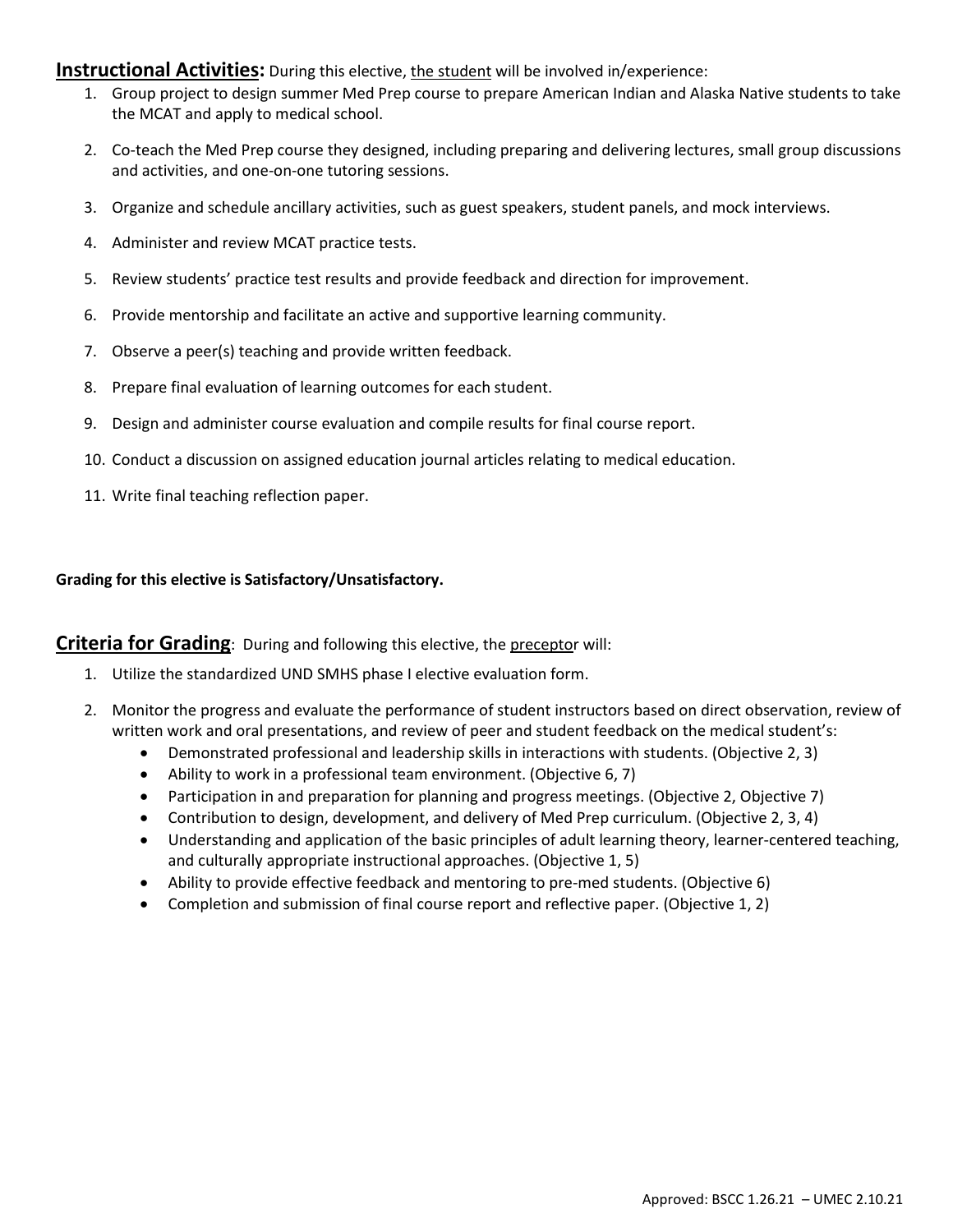**Instructional Activities:** During this elective, the student will be involved in/experience:

1. Group project to design summer Med Prep course to prepare American Indian and Alaska Native students to take the MCAT and apply to medical school.
2. Co-teach the Med Prep course they designed, including preparing and delivering lectures, small group discussions and activities, and one-on-one tutoring sessions.
3. Organize and schedule ancillary activities, such as guest speakers, student panels, and mock interviews.
4. Administer and review MCAT practice tests.
5. Review students' practice test results and provide feedback and direction for improvement.
6. Provide mentorship and facilitate an active and supportive learning community.
7. Observe a peer(s) teaching and provide written feedback.
8. Prepare final evaluation of learning outcomes for each student.
9. Design and administer course evaluation and compile results for final course report.
10. Conduct a discussion on assigned education journal articles relating to medical education.
11. Write final teaching reflection paper.

**Grading for this elective is Satisfactory/Unsatisfactory.**

**Criteria for Grading**: During and following this elective, the preceptor will:

1. Utilize the standardized UND SMHS phase I elective evaluation form.
2. Monitor the progress and evaluate the performance of student instructors based on direct observation, review of written work and oral presentations, and review of peer and student feedback on the medical student's:
   - Demonstrated professional and leadership skills in interactions with students. (Objective 2, 3)
   - Ability to work in a professional team environment. (Objective 6, 7)
   - Participation in and preparation for planning and progress meetings. (Objective 2, Objective 7)
   - Contribution to design, development, and delivery of Med Prep curriculum. (Objective 2, 3, 4)
   - Understanding and application of the basic principles of adult learning theory, learner-centered teaching, and culturally appropriate instructional approaches. (Objective 1, 5)
   - Ability to provide effective feedback and mentoring to pre-med students. (Objective 6)
   - Completion and submission of final course report and reflective paper. (Objective 1, 2)

Approved: BSCC 1.26.21 – UMEC 2.10.21